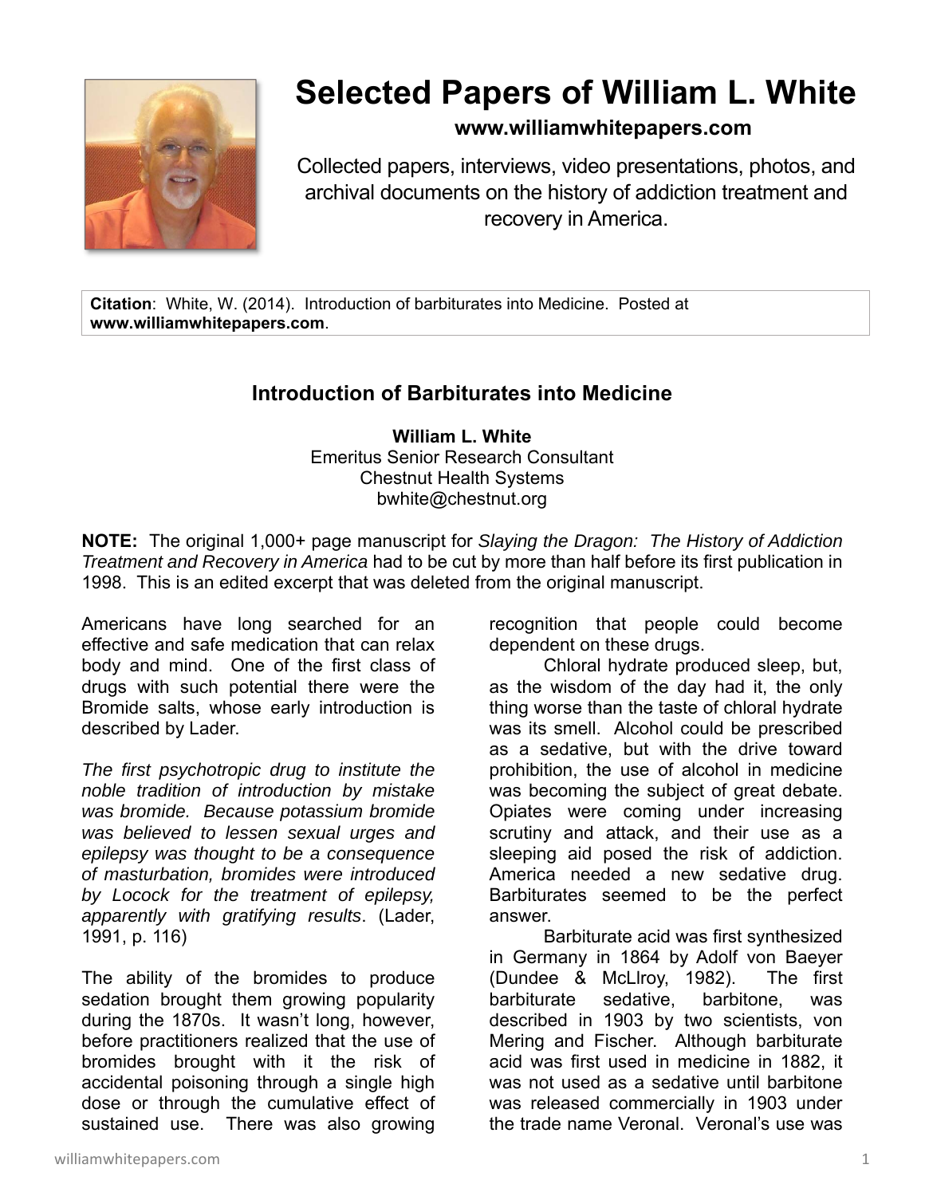# Selected Papers of William L. White

**www.williamwhitepapers.com**

Collected papers, interviews, video presentations, photos, and archival documents on the history of addiction treatment and recovery in America.

**Citation**: White, W. (2014). Introduction of barbiturates into Medicine. Posted at **www.williamwhitepapers.com**.

## Introduction of Barbiturates into Medicine

**William L. White**
Emeritus Senior Research Consultant
Chestnut Health Systems
bwhite@chestnut.org

**NOTE:** The original 1,000+ page manuscript for *Slaying the Dragon: The History of Addiction Treatment and Recovery in America* had to be cut by more than half before its first publication in 1998. This is an edited excerpt that was deleted from the original manuscript.

Americans have long searched for an effective and safe medication that can relax body and mind. One of the first class of drugs with such potential there were the Bromide salts, whose early introduction is described by Lader.

*The first psychotropic drug to institute the noble tradition of introduction by mistake was bromide. Because potassium bromide was believed to lessen sexual urges and epilepsy was thought to be a consequence of masturbation, bromides were introduced by Locock for the treatment of epilepsy, apparently with gratifying results*. (Lader, 1991, p. 116)

The ability of the bromides to produce sedation brought them growing popularity during the 1870s. It wasn't long, however, before practitioners realized that the use of bromides brought with it the risk of accidental poisoning through a single high dose or through the cumulative effect of sustained use. There was also growing recognition that people could become dependent on these drugs.

Chloral hydrate produced sleep, but, as the wisdom of the day had it, the only thing worse than the taste of chloral hydrate was its smell. Alcohol could be prescribed as a sedative, but with the drive toward prohibition, the use of alcohol in medicine was becoming the subject of great debate. Opiates were coming under increasing scrutiny and attack, and their use as a sleeping aid posed the risk of addiction. America needed a new sedative drug. Barbiturates seemed to be the perfect answer.

Barbiturate acid was first synthesized in Germany in 1864 by Adolf von Baeyer (Dundee & McLlroy, 1982). The first barbiturate sedative, barbitone, was described in 1903 by two scientists, von Mering and Fischer. Although barbiturate acid was first used in medicine in 1882, it was not used as a sedative until barbitone was released commercially in 1903 under the trade name Veronal. Veronal's use was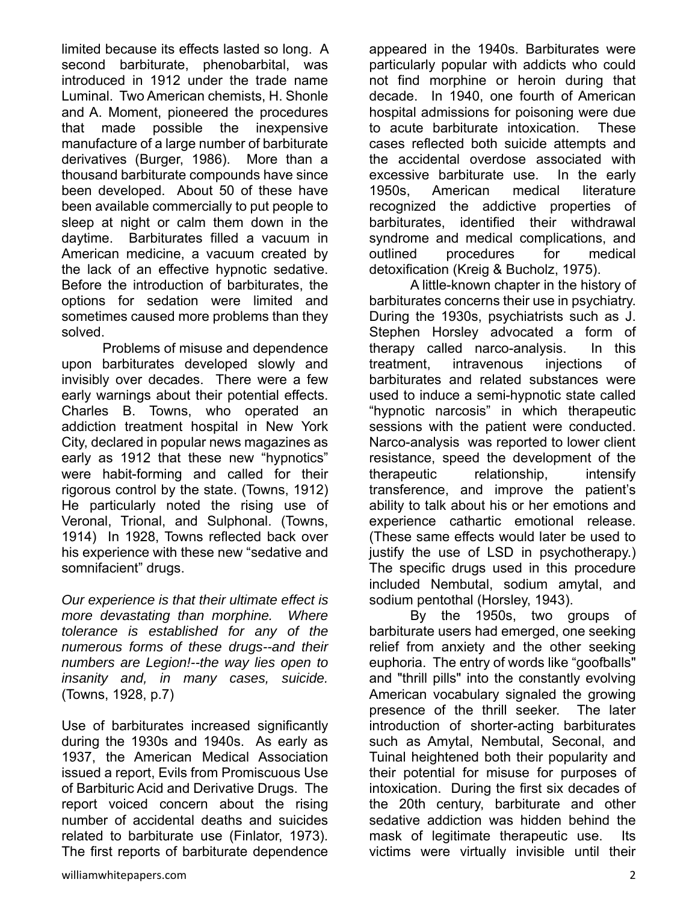limited because its effects lasted so long. A second barbiturate, phenobarbital, was introduced in 1912 under the trade name Luminal. Two American chemists, H. Shonle and A. Moment, pioneered the procedures that made possible the inexpensive manufacture of a large number of barbiturate derivatives (Burger, 1986). More than a thousand barbiturate compounds have since been developed. About 50 of these have been available commercially to put people to sleep at night or calm them down in the daytime. Barbiturates filled a vacuum in American medicine, a vacuum created by the lack of an effective hypnotic sedative. Before the introduction of barbiturates, the options for sedation were limited and sometimes caused more problems than they solved.

Problems of misuse and dependence upon barbiturates developed slowly and invisibly over decades. There were a few early warnings about their potential effects. Charles B. Towns, who operated an addiction treatment hospital in New York City, declared in popular news magazines as early as 1912 that these new "hypnotics" were habit-forming and called for their rigorous control by the state. (Towns, 1912) He particularly noted the rising use of Veronal, Trional, and Sulphonal. (Towns, 1914) In 1928, Towns reflected back over his experience with these new "sedative and somnifacient" drugs.

*Our experience is that their ultimate effect is more devastating than morphine. Where tolerance is established for any of the numerous forms of these drugs--and their numbers are Legion!--the way lies open to insanity and, in many cases, suicide.* (Towns, 1928, p.7)

Use of barbiturates increased significantly during the 1930s and 1940s. As early as 1937, the American Medical Association issued a report, Evils from Promiscuous Use of Barbituric Acid and Derivative Drugs. The report voiced concern about the rising number of accidental deaths and suicides related to barbiturate use (Finlator, 1973). The first reports of barbiturate dependence appeared in the 1940s. Barbiturates were particularly popular with addicts who could not find morphine or heroin during that decade. In 1940, one fourth of American hospital admissions for poisoning were due to acute barbiturate intoxication. These cases reflected both suicide attempts and the accidental overdose associated with excessive barbiturate use. In the early 1950s, American medical literature recognized the addictive properties of barbiturates, identified their withdrawal syndrome and medical complications, and outlined procedures for medical detoxification (Kreig & Bucholz, 1975).

A little-known chapter in the history of barbiturates concerns their use in psychiatry. During the 1930s, psychiatrists such as J. Stephen Horsley advocated a form of therapy called narco-analysis. In this treatment, intravenous injections of barbiturates and related substances were used to induce a semi-hypnotic state called "hypnotic narcosis" in which therapeutic sessions with the patient were conducted. Narco-analysis was reported to lower client resistance, speed the development of the therapeutic relationship, intensify transference, and improve the patient's ability to talk about his or her emotions and experience cathartic emotional release. (These same effects would later be used to justify the use of LSD in psychotherapy.) The specific drugs used in this procedure included Nembutal, sodium amytal, and sodium pentothal (Horsley, 1943).

By the 1950s, two groups of barbiturate users had emerged, one seeking relief from anxiety and the other seeking euphoria. The entry of words like "goofballs" and "thrill pills" into the constantly evolving American vocabulary signaled the growing presence of the thrill seeker. The later introduction of shorter-acting barbiturates such as Amytal, Nembutal, Seconal, and Tuinal heightened both their popularity and their potential for misuse for purposes of intoxication. During the first six decades of the 20th century, barbiturate and other sedative addiction was hidden behind the mask of legitimate therapeutic use. Its victims were virtually invisible until their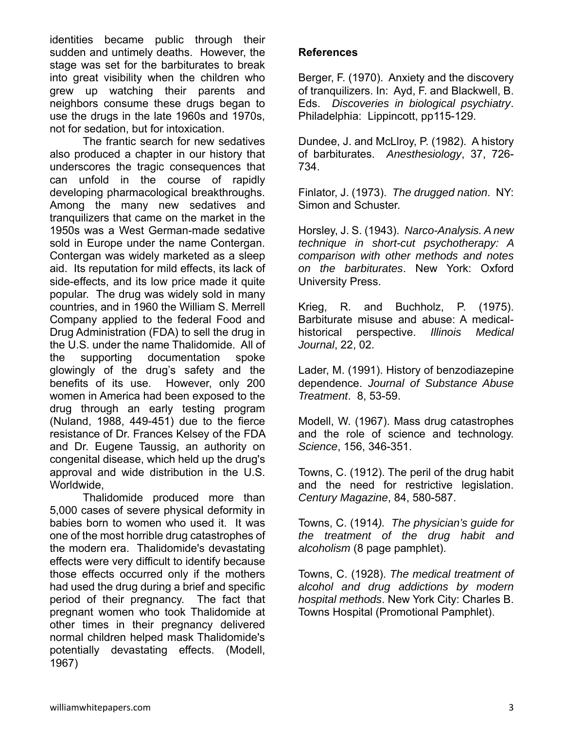identities became public through their sudden and untimely deaths. However, the stage was set for the barbiturates to break into great visibility when the children who grew up watching their parents and neighbors consume these drugs began to use the drugs in the late 1960s and 1970s, not for sedation, but for intoxication.

The frantic search for new sedatives also produced a chapter in our history that underscores the tragic consequences that can unfold in the course of rapidly developing pharmacological breakthroughs. Among the many new sedatives and tranquilizers that came on the market in the 1950s was a West German-made sedative sold in Europe under the name Contergan. Contergan was widely marketed as a sleep aid. Its reputation for mild effects, its lack of side-effects, and its low price made it quite popular. The drug was widely sold in many countries, and in 1960 the William S. Merrell Company applied to the federal Food and Drug Administration (FDA) to sell the drug in the U.S. under the name Thalidomide. All of the supporting documentation spoke glowingly of the drug's safety and the benefits of its use. However, only 200 women in America had been exposed to the drug through an early testing program (Nuland, 1988, 449-451) due to the fierce resistance of Dr. Frances Kelsey of the FDA and Dr. Eugene Taussig, an authority on congenital disease, which held up the drug's approval and wide distribution in the U.S. Worldwide,

Thalidomide produced more than 5,000 cases of severe physical deformity in babies born to women who used it. It was one of the most horrible drug catastrophes of the modern era. Thalidomide's devastating effects were very difficult to identify because those effects occurred only if the mothers had used the drug during a brief and specific period of their pregnancy. The fact that pregnant women who took Thalidomide at other times in their pregnancy delivered normal children helped mask Thalidomide's potentially devastating effects. (Modell, 1967)

**References**

Berger, F. (1970). Anxiety and the discovery of tranquilizers. In: Ayd, F. and Blackwell, B. Eds. *Discoveries in biological psychiatry*. Philadelphia: Lippincott, pp115-129.

Dundee, J. and McLlroy, P. (1982). A history of barbiturates. *Anesthesiology*, 37, 726-734.

Finlator, J. (1973). *The drugged nation*. NY: Simon and Schuster.

Horsley, J. S. (1943). *Narco-Analysis. A new technique in short-cut psychotherapy: A comparison with other methods and notes on the barbiturates*. New York: Oxford University Press.

Krieg, R. and Buchholz, P. (1975). Barbiturate misuse and abuse: A medical-historical perspective. *Illinois Medical Journal*, 22, 02.

Lader, M. (1991). History of benzodiazepine dependence. *Journal of Substance Abuse Treatment*. 8, 53-59.

Modell, W. (1967). Mass drug catastrophes and the role of science and technology. *Science*, 156, 346-351.

Towns, C. (1912). The peril of the drug habit and the need for restrictive legislation. *Century Magazine*, 84, 580-587.

Towns, C. (1914*). The physician's guide for the treatment of the drug habit and alcoholism* (8 page pamphlet).

Towns, C. (1928). *The medical treatment of alcohol and drug addictions by modern hospital methods*. New York City: Charles B. Towns Hospital (Promotional Pamphlet).